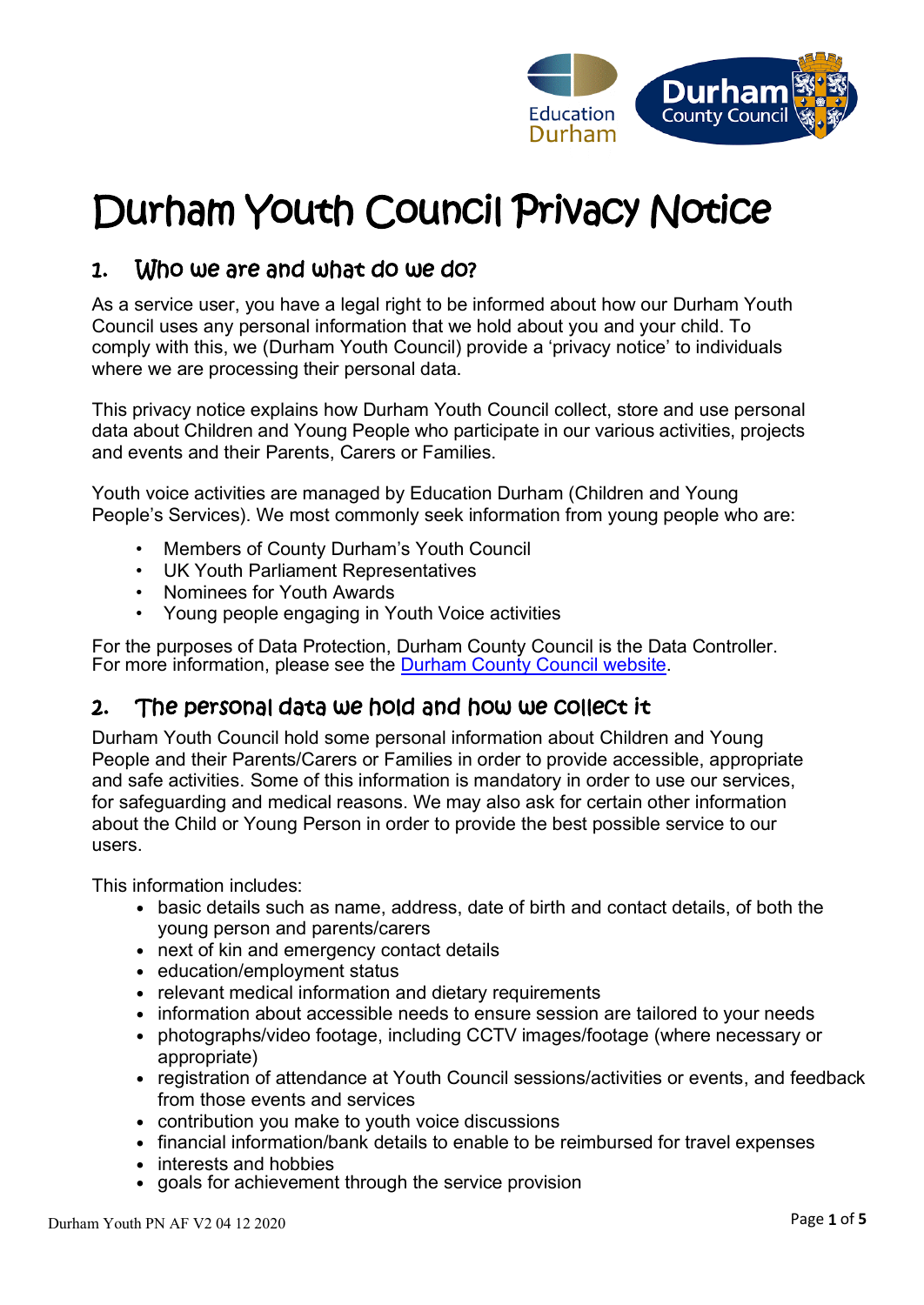# Durham Youth Council Privacy Notice

## 1. Who we are and what do we do?

As a service user, you have a legal right to be informed about how our Durham Youth Council uses any personal information that we hold about you and your child. To comply with this, we (Durham Youth Council) provide a 'privacy notice' to individuals where we are processing their personal data.

This privacy notice explains how Durham Youth Council collect, store and use personal data about Children and Young People who participate in our various activities, projects and events and their Parents, Carers or Families.

Youth voice activities are managed by Education Durham (Children and Young People's Services). We most commonly seek information from young people who are:

- Members of County Durham's Youth Council
- UK Youth Parliament Representatives
- Nominees for Youth Awards
- Young people engaging in Youth Voice activities

For the purposes of Data Protection, Durham County Council is the Data Controller. For more information, please see the [Durham County Council website](#).

## 2. The personal data we hold and how we collect it

Durham Youth Council hold some personal information about Children and Young People and their Parents/Carers or Families in order to provide accessible, appropriate and safe activities. Some of this information is mandatory in order to use our services, for safeguarding and medical reasons. We may also ask for certain other information about the Child or Young Person in order to provide the best possible service to our users.

This information includes:

- basic details such as name, address, date of birth and contact details, of both the young person and parents/carers
- next of kin and emergency contact details
- education/employment status
- relevant medical information and dietary requirements
- information about accessible needs to ensure session are tailored to your needs
- photographs/video footage, including CCTV images/footage (where necessary or appropriate)
- registration of attendance at Youth Council sessions/activities or events, and feedback from those events and services
- contribution you make to youth voice discussions
- financial information/bank details to enable to be reimbursed for travel expenses
- interests and hobbies
- goals for achievement through the service provision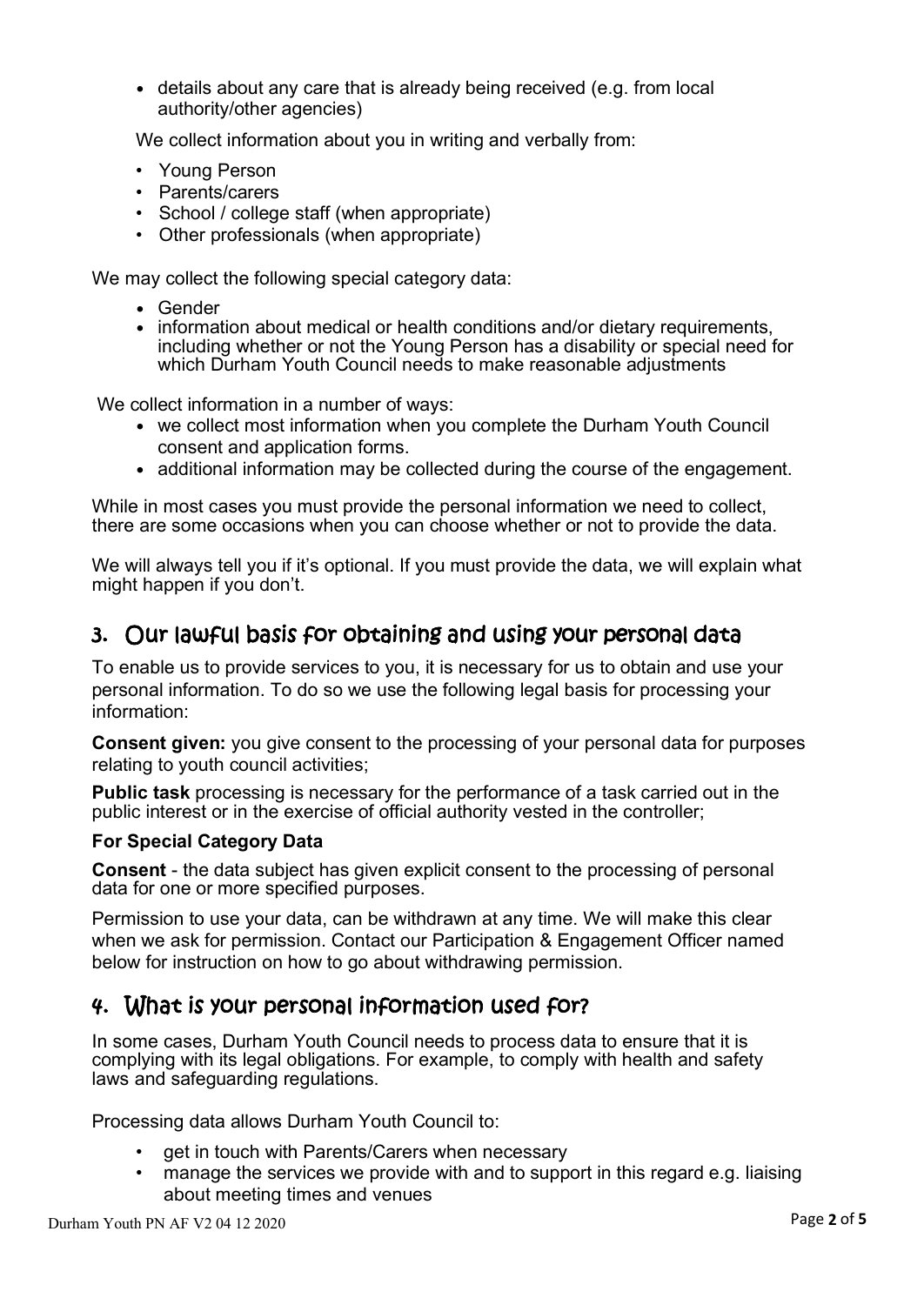- details about any care that is already being received (e.g. from local authority/other agencies)

We collect information about you in writing and verbally from:

- Young Person
- Parents/carers
- School / college staff (when appropriate)
- Other professionals (when appropriate)

We may collect the following special category data:

- Gender
- information about medical or health conditions and/or dietary requirements, including whether or not the Young Person has a disability or special need for which Durham Youth Council needs to make reasonable adjustments

We collect information in a number of ways:

- we collect most information when you complete the Durham Youth Council consent and application forms.
- additional information may be collected during the course of the engagement.

While in most cases you must provide the personal information we need to collect, there are some occasions when you can choose whether or not to provide the data.

We will always tell you if it's optional. If you must provide the data, we will explain what might happen if you don't.

## 3. Our lawful basis for obtaining and using your personal data

To enable us to provide services to you, it is necessary for us to obtain and use your personal information. To do so we use the following legal basis for processing your information:

**Consent given:** you give consent to the processing of your personal data for purposes relating to youth council activities;

**Public task** processing is necessary for the performance of a task carried out in the public interest or in the exercise of official authority vested in the controller;

**For Special Category Data**

**Consent** - the data subject has given explicit consent to the processing of personal data for one or more specified purposes.

Permission to use your data, can be withdrawn at any time. We will make this clear when we ask for permission. Contact our Participation & Engagement Officer named below for instruction on how to go about withdrawing permission.

## 4. What is your personal information used for?

In some cases, Durham Youth Council needs to process data to ensure that it is complying with its legal obligations. For example, to comply with health and safety laws and safeguarding regulations.

Processing data allows Durham Youth Council to:

- get in touch with Parents/Carers when necessary
- manage the services we provide with and to support in this regard e.g. liaising about meeting times and venues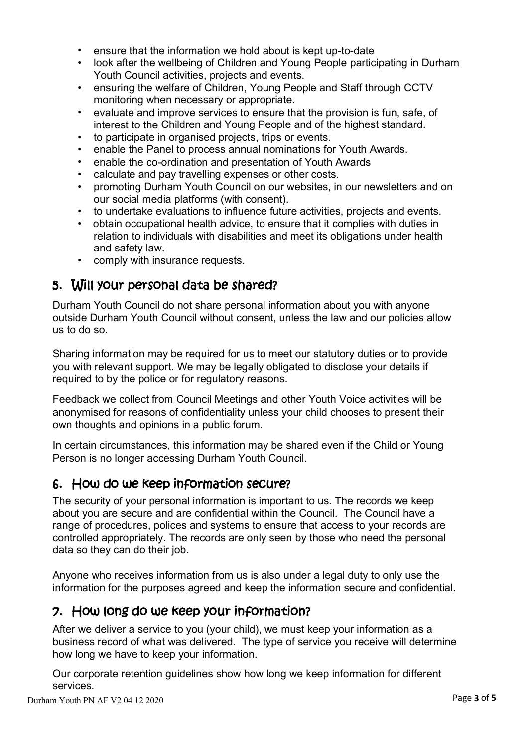- ensure that the information we hold about is kept up-to-date
- look after the wellbeing of Children and Young People participating in Durham Youth Council activities, projects and events.
- ensuring the welfare of Children, Young People and Staff through CCTV monitoring when necessary or appropriate.
- evaluate and improve services to ensure that the provision is fun, safe, of interest to the Children and Young People and of the highest standard.
- to participate in organised projects, trips or events.
- enable the Panel to process annual nominations for Youth Awards.
- enable the co-ordination and presentation of Youth Awards
- calculate and pay travelling expenses or other costs.
- promoting Durham Youth Council on our websites, in our newsletters and on our social media platforms (with consent).
- to undertake evaluations to influence future activities, projects and events.
- obtain occupational health advice, to ensure that it complies with duties in relation to individuals with disabilities and meet its obligations under health and safety law.
- comply with insurance requests.

## 5. Will your personal data be shared?

Durham Youth Council do not share personal information about you with anyone outside Durham Youth Council without consent, unless the law and our policies allow us to do so.

Sharing information may be required for us to meet our statutory duties or to provide you with relevant support. We may be legally obligated to disclose your details if required to by the police or for regulatory reasons.

Feedback we collect from Council Meetings and other Youth Voice activities will be anonymised for reasons of confidentiality unless your child chooses to present their own thoughts and opinions in a public forum.

In certain circumstances, this information may be shared even if the Child or Young Person is no longer accessing Durham Youth Council.

## 6. How do we keep information secure?

The security of your personal information is important to us. The records we keep about you are secure and are confidential within the Council. The Council have a range of procedures, polices and systems to ensure that access to your records are controlled appropriately. The records are only seen by those who need the personal data so they can do their job.

Anyone who receives information from us is also under a legal duty to only use the information for the purposes agreed and keep the information secure and confidential.

## 7. How long do we keep your information?

After we deliver a service to you (your child), we must keep your information as a business record of what was delivered. The type of service you receive will determine how long we have to keep your information.

Our corporate retention guidelines show how long we keep information for different services.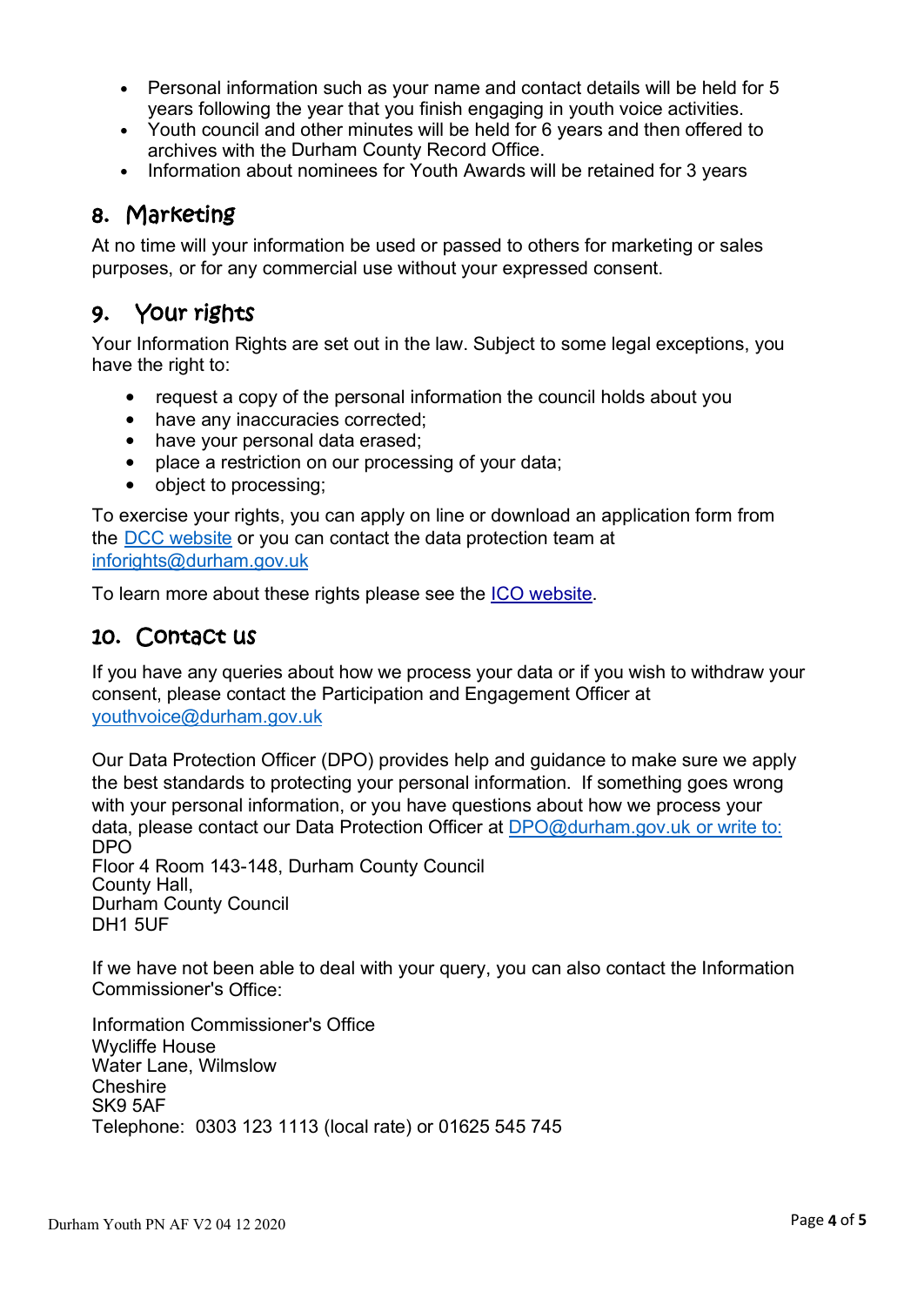- Personal information such as your name and contact details will be held for 5 years following the year that you finish engaging in youth voice activities.
- Youth council and other minutes will be held for 6 years and then offered to archives with the Durham County Record Office.
- Information about nominees for Youth Awards will be retained for 3 years

## 8. Marketing

At no time will your information be used or passed to others for marketing or sales purposes, or for any commercial use without your expressed consent.

## 9. Your rights

Your Information Rights are set out in the law. Subject to some legal exceptions, you have the right to:

- request a copy of the personal information the council holds about you
- have any inaccuracies corrected;
- have your personal data erased;
- place a restriction on our processing of your data;
- object to processing;

To exercise your rights, you can apply on line or download an application form from the DCC website or you can contact the data protection team at inforights@durham.gov.uk

To learn more about these rights please see the ICO website.

## 10. Contact us

If you have any queries about how we process your data or if you wish to withdraw your consent, please contact the Participation and Engagement Officer at youthvoice@durham.gov.uk

Our Data Protection Officer (DPO) provides help and guidance to make sure we apply the best standards to protecting your personal information. If something goes wrong with your personal information, or you have questions about how we process your data, please contact our Data Protection Officer at DPO@durham.gov.uk or write to:
DPO
Floor 4 Room 143-148, Durham County Council
County Hall,
Durham County Council
DH1 5UF

If we have not been able to deal with your query, you can also contact the Information Commissioner's Office:

Information Commissioner's Office
Wycliffe House
Water Lane, Wilmslow
Cheshire
SK9 5AF
Telephone: 0303 123 1113 (local rate) or 01625 545 745

Durham Youth PN AF V2 04 12 2020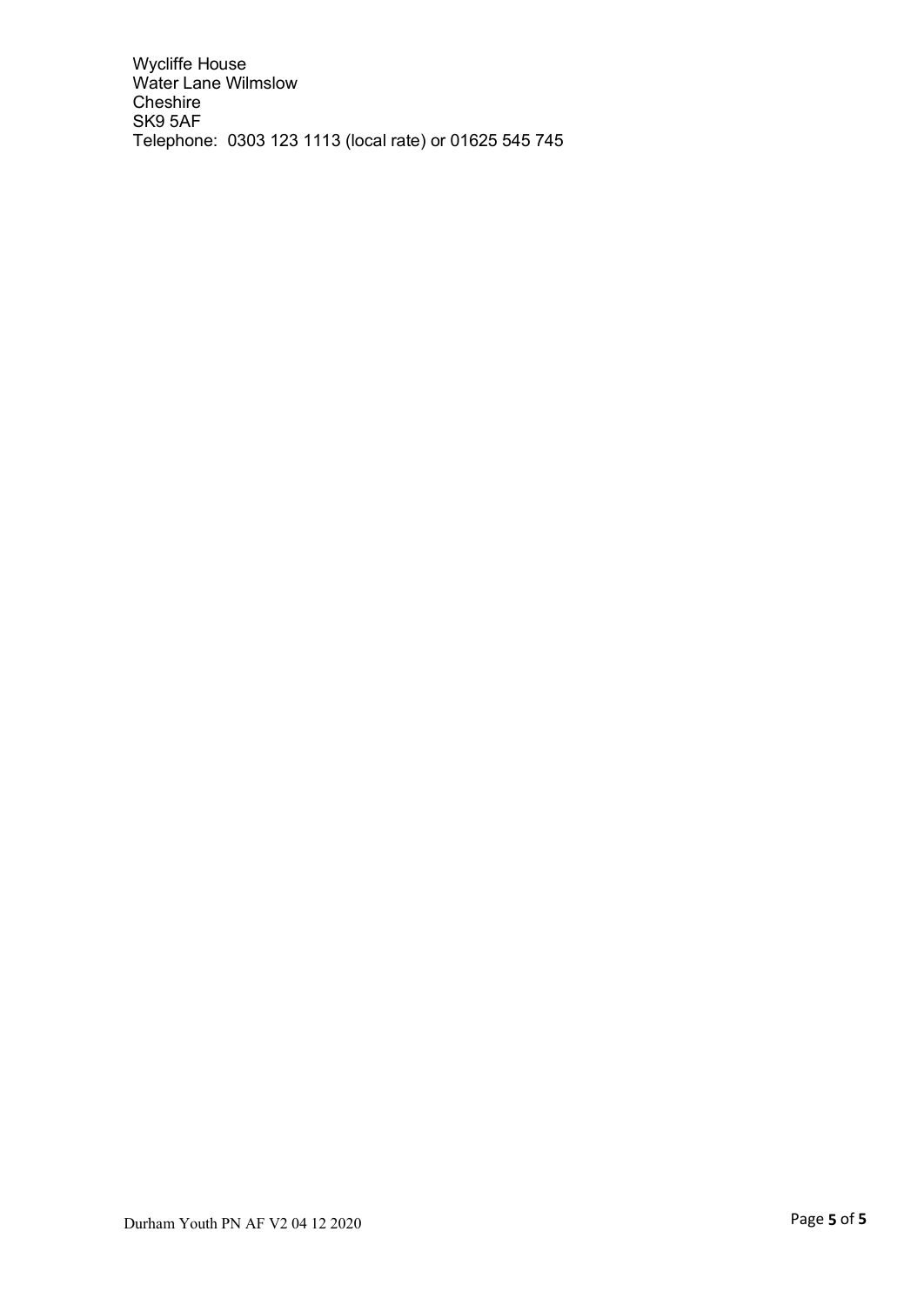Wycliffe House
Water Lane Wilmslow
Cheshire
SK9 5AF
Telephone: 0303 123 1113 (local rate) or 01625 545 745